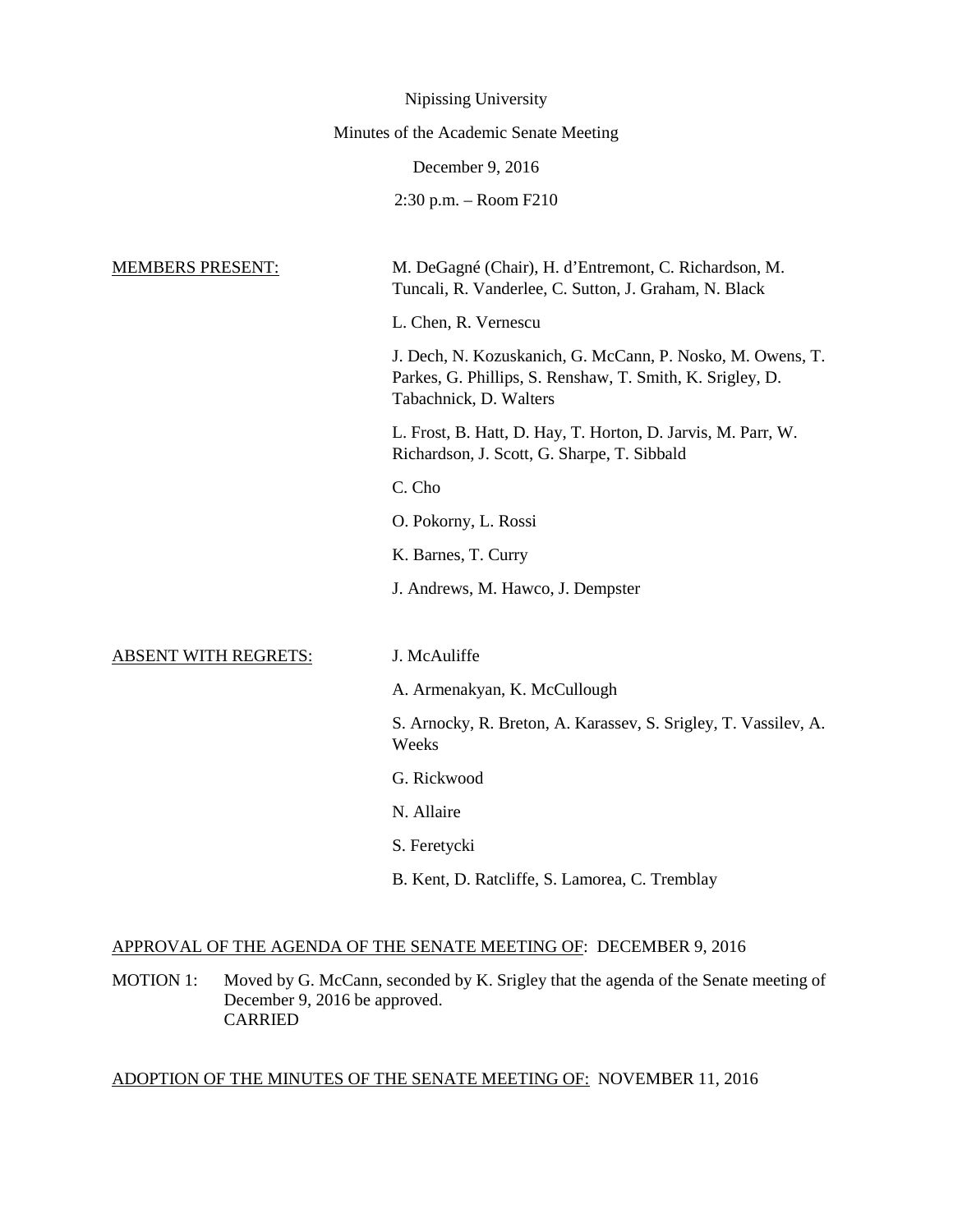Nipissing University

Minutes of the Academic Senate Meeting

December 9, 2016

2:30 p.m. – Room F210

MEMBERS PRESENT:

M. DeGagné (Chair), H. d'Entremont, C. Richardson, M. Tuncali, R. Vanderlee, C. Sutton, J. Graham, N. Black

L. Chen, R. Vernescu

J. Dech, N. Kozuskanich, G. McCann, P. Nosko, M. Owens, T. Parkes, G. Phillips, S. Renshaw, T. Smith, K. Srigley, D. Tabachnick, D. Walters

L. Frost, B. Hatt, D. Hay, T. Horton, D. Jarvis, M. Parr, W. Richardson, J. Scott, G. Sharpe, T. Sibbald

C. Cho

O. Pokorny, L. Rossi

K. Barnes, T. Curry

J. Andrews, M. Hawco, J. Dempster

ABSENT WITH REGRETS:

J. McAuliffe

A. Armenakyan, K. McCullough

S. Arnocky, R. Breton, A. Karassev, S. Srigley, T. Vassilev, A. Weeks

G. Rickwood

N. Allaire

S. Feretycki

B. Kent, D. Ratcliffe, S. Lamorea, C. Tremblay

APPROVAL OF THE AGENDA OF THE SENATE MEETING OF: DECEMBER 9, 2016

MOTION 1: Moved by G. McCann, seconded by K. Srigley that the agenda of the Senate meeting of December 9, 2016 be approved.
CARRIED

ADOPTION OF THE MINUTES OF THE SENATE MEETING OF: NOVEMBER 11, 2016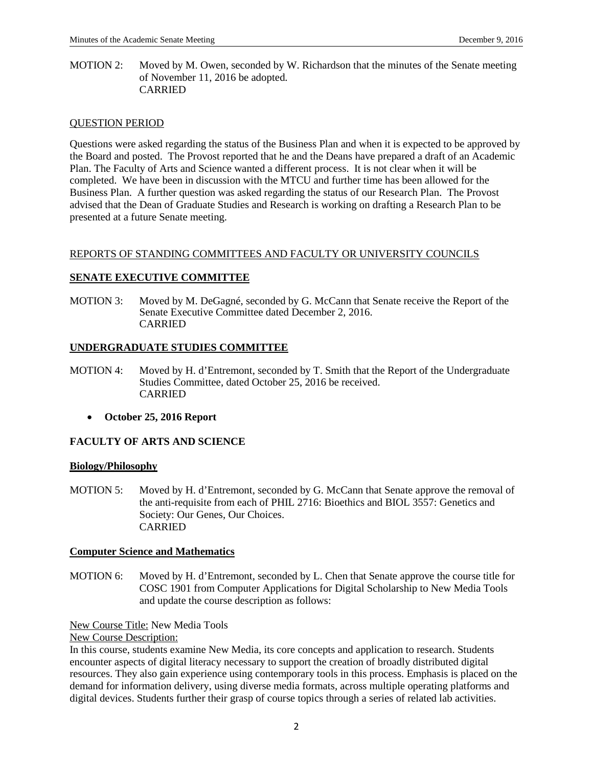MOTION 2: Moved by M. Owen, seconded by W. Richardson that the minutes of the Senate meeting of November 11, 2016 be adopted.
CARRIED

QUESTION PERIOD

Questions were asked regarding the status of the Business Plan and when it is expected to be approved by the Board and posted. The Provost reported that he and the Deans have prepared a draft of an Academic Plan. The Faculty of Arts and Science wanted a different process. It is not clear when it will be completed. We have been in discussion with the MTCU and further time has been allowed for the Business Plan. A further question was asked regarding the status of our Research Plan. The Provost advised that the Dean of Graduate Studies and Research is working on drafting a Research Plan to be presented at a future Senate meeting.

REPORTS OF STANDING COMMITTEES AND FACULTY OR UNIVERSITY COUNCILS

## SENATE EXECUTIVE COMMITTEE

MOTION 3: Moved by M. DeGagné, seconded by G. McCann that Senate receive the Report of the Senate Executive Committee dated December 2, 2016.
CARRIED

## UNDERGRADUATE STUDIES COMMITTEE

MOTION 4: Moved by H. d'Entremont, seconded by T. Smith that the Report of the Undergraduate Studies Committee, dated October 25, 2016 be received.
CARRIED

- **October 25, 2016 Report**

## FACULTY OF ARTS AND SCIENCE

### Biology/Philosophy

MOTION 5: Moved by H. d'Entremont, seconded by G. McCann that Senate approve the removal of the anti-requisite from each of PHIL 2716: Bioethics and BIOL 3557: Genetics and Society: Our Genes, Our Choices.
CARRIED

### Computer Science and Mathematics

MOTION 6: Moved by H. d'Entremont, seconded by L. Chen that Senate approve the course title for COSC 1901 from Computer Applications for Digital Scholarship to New Media Tools and update the course description as follows:

New Course Title: New Media Tools

New Course Description:

In this course, students examine New Media, its core concepts and application to research. Students encounter aspects of digital literacy necessary to support the creation of broadly distributed digital resources. They also gain experience using contemporary tools in this process. Emphasis is placed on the demand for information delivery, using diverse media formats, across multiple operating platforms and digital devices. Students further their grasp of course topics through a series of related lab activities.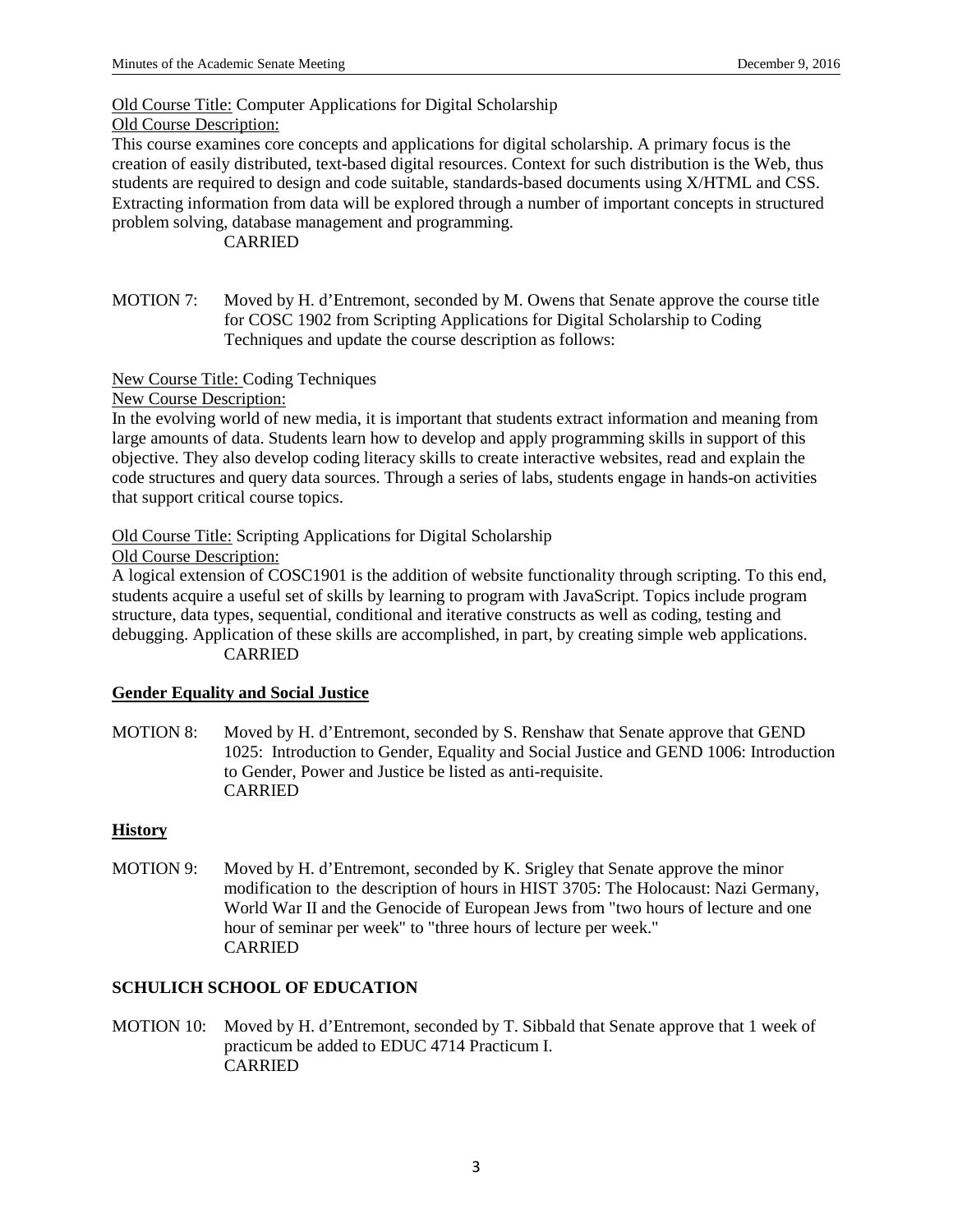Old Course Title: Computer Applications for Digital Scholarship

Old Course Description:

This course examines core concepts and applications for digital scholarship. A primary focus is the creation of easily distributed, text-based digital resources. Context for such distribution is the Web, thus students are required to design and code suitable, standards-based documents using X/HTML and CSS. Extracting information from data will be explored through a number of important concepts in structured problem solving, database management and programming.

CARRIED

MOTION 7: Moved by H. d'Entremont, seconded by M. Owens that Senate approve the course title for COSC 1902 from Scripting Applications for Digital Scholarship to Coding Techniques and update the course description as follows:

New Course Title: Coding Techniques

New Course Description:

In the evolving world of new media, it is important that students extract information and meaning from large amounts of data. Students learn how to develop and apply programming skills in support of this objective. They also develop coding literacy skills to create interactive websites, read and explain the code structures and query data sources. Through a series of labs, students engage in hands-on activities that support critical course topics.

Old Course Title: Scripting Applications for Digital Scholarship

Old Course Description:

A logical extension of COSC1901 is the addition of website functionality through scripting. To this end, students acquire a useful set of skills by learning to program with JavaScript. Topics include program structure, data types, sequential, conditional and iterative constructs as well as coding, testing and debugging. Application of these skills are accomplished, in part, by creating simple web applications.

CARRIED

## Gender Equality and Social Justice

MOTION 8: Moved by H. d'Entremont, seconded by S. Renshaw that Senate approve that GEND 1025: Introduction to Gender, Equality and Social Justice and GEND 1006: Introduction to Gender, Power and Justice be listed as anti-requisite.

CARRIED

## History

MOTION 9: Moved by H. d'Entremont, seconded by K. Srigley that Senate approve the minor modification to the description of hours in HIST 3705: The Holocaust: Nazi Germany, World War II and the Genocide of European Jews from "two hours of lecture and one hour of seminar per week" to "three hours of lecture per week."

CARRIED

## SCHULICH SCHOOL OF EDUCATION

MOTION 10: Moved by H. d'Entremont, seconded by T. Sibbald that Senate approve that 1 week of practicum be added to EDUC 4714 Practicum I.

CARRIED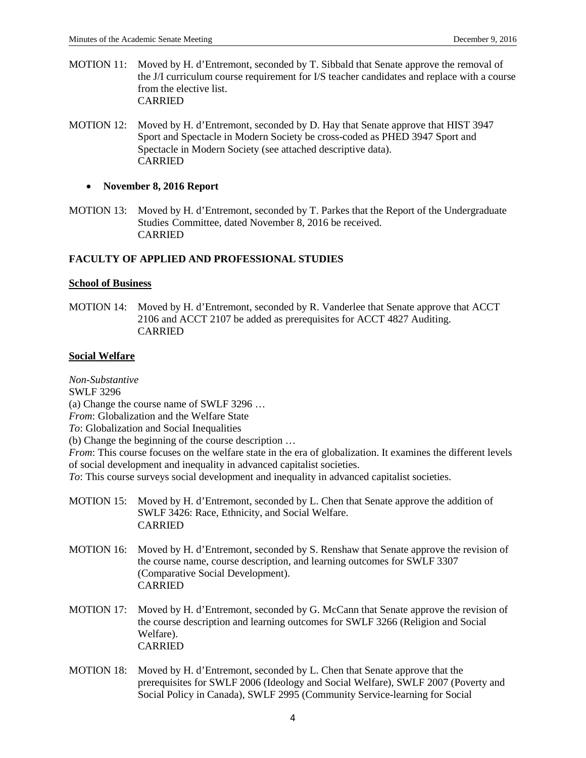MOTION 11: Moved by H. d'Entremont, seconded by T. Sibbald that Senate approve the removal of the J/I curriculum course requirement for I/S teacher candidates and replace with a course from the elective list.
CARRIED

MOTION 12: Moved by H. d'Entremont, seconded by D. Hay that Senate approve that HIST 3947 Sport and Spectacle in Modern Society be cross-coded as PHED 3947 Sport and Spectacle in Modern Society (see attached descriptive data).
CARRIED

- **November 8, 2016 Report**

MOTION 13: Moved by H. d'Entremont, seconded by T. Parkes that the Report of the Undergraduate Studies Committee, dated November 8, 2016 be received.
CARRIED

## FACULTY OF APPLIED AND PROFESSIONAL STUDIES

### School of Business

MOTION 14: Moved by H. d'Entremont, seconded by R. Vanderlee that Senate approve that ACCT 2106 and ACCT 2107 be added as prerequisites for ACCT 4827 Auditing.
CARRIED

### Social Welfare

*Non-Substantive*
SWLF 3296
(a) Change the course name of SWLF 3296 …
*From*: Globalization and the Welfare State
*To*: Globalization and Social Inequalities
(b) Change the beginning of the course description …
*From*: This course focuses on the welfare state in the era of globalization. It examines the different levels of social development and inequality in advanced capitalist societies.
*To*: This course surveys social development and inequality in advanced capitalist societies.

MOTION 15: Moved by H. d'Entremont, seconded by L. Chen that Senate approve the addition of SWLF 3426: Race, Ethnicity, and Social Welfare.
CARRIED

MOTION 16: Moved by H. d'Entremont, seconded by S. Renshaw that Senate approve the revision of the course name, course description, and learning outcomes for SWLF 3307 (Comparative Social Development).
CARRIED

MOTION 17: Moved by H. d'Entremont, seconded by G. McCann that Senate approve the revision of the course description and learning outcomes for SWLF 3266 (Religion and Social Welfare).
CARRIED

MOTION 18: Moved by H. d'Entremont, seconded by L. Chen that Senate approve that the prerequisites for SWLF 2006 (Ideology and Social Welfare), SWLF 2007 (Poverty and Social Policy in Canada), SWLF 2995 (Community Service-learning for Social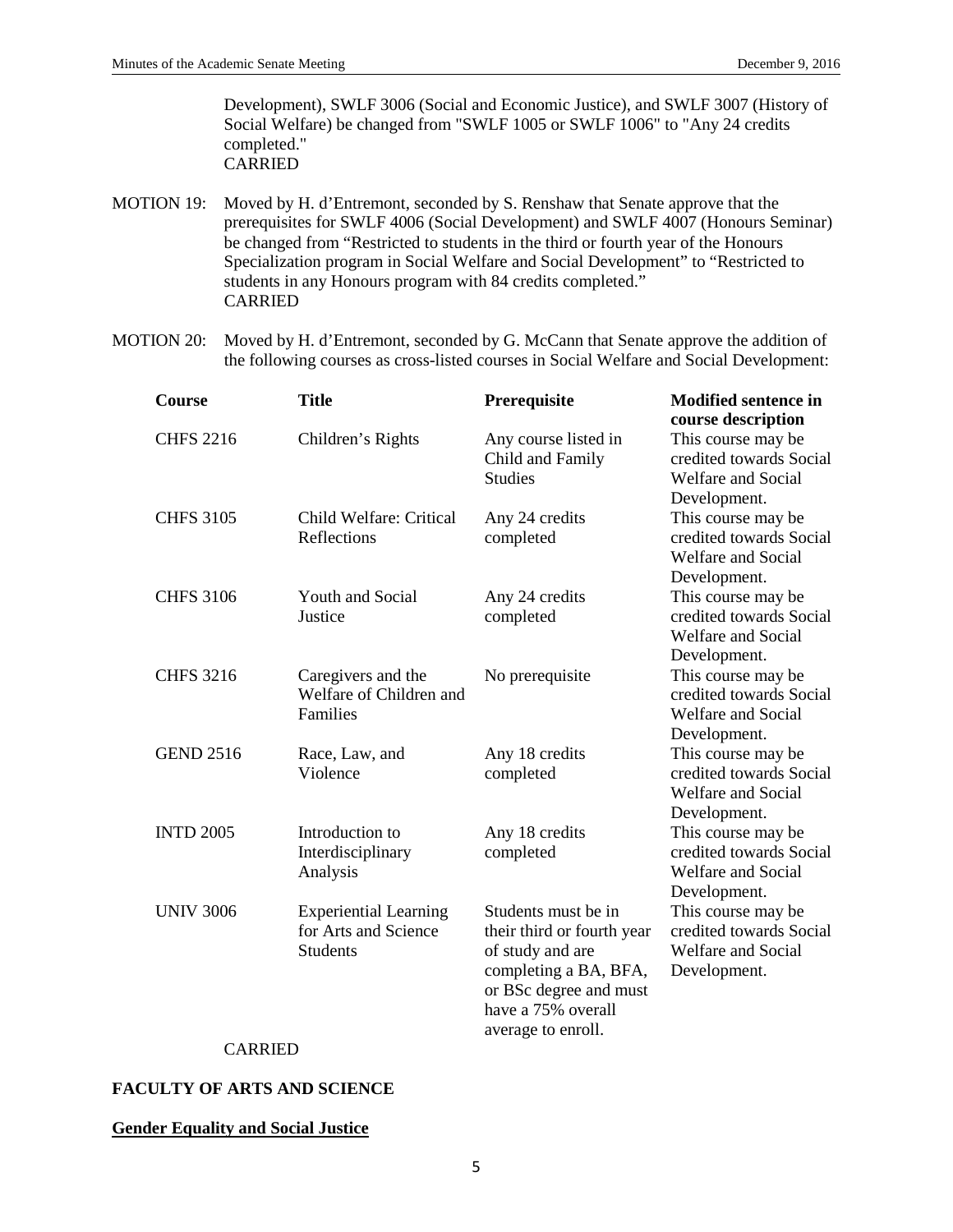Development), SWLF 3006 (Social and Economic Justice), and SWLF 3007 (History of Social Welfare) be changed from "SWLF 1005 or SWLF 1006" to "Any 24 credits completed."
CARRIED

MOTION 19: Moved by H. d'Entremont, seconded by S. Renshaw that Senate approve that the prerequisites for SWLF 4006 (Social Development) and SWLF 4007 (Honours Seminar) be changed from "Restricted to students in the third or fourth year of the Honours Specialization program in Social Welfare and Social Development" to "Restricted to students in any Honours program with 84 credits completed."
CARRIED

MOTION 20: Moved by H. d'Entremont, seconded by G. McCann that Senate approve the addition of the following courses as cross-listed courses in Social Welfare and Social Development:

| Course | Title | Prerequisite | Modified sentence in course description |
|---|---|---|---|
| CHFS 2216 | Children's Rights | Any course listed in Child and Family Studies | This course may be credited towards Social Welfare and Social Development. |
| CHFS 3105 | Child Welfare: Critical Reflections | Any 24 credits completed | This course may be credited towards Social Welfare and Social Development. |
| CHFS 3106 | Youth and Social Justice | Any 24 credits completed | This course may be credited towards Social Welfare and Social Development. |
| CHFS 3216 | Caregivers and the Welfare of Children and Families | No prerequisite | This course may be credited towards Social Welfare and Social Development. |
| GEND 2516 | Race, Law, and Violence | Any 18 credits completed | This course may be credited towards Social Welfare and Social Development. |
| INTD 2005 | Introduction to Interdisciplinary Analysis | Any 18 credits completed | This course may be credited towards Social Welfare and Social Development. |
| UNIV 3006 | Experiential Learning for Arts and Science Students | Students must be in their third or fourth year of study and are completing a BA, BFA, or BSc degree and must have a 75% overall average to enroll. | This course may be credited towards Social Welfare and Social Development. |

CARRIED

## FACULTY OF ARTS AND SCIENCE

### Gender Equality and Social Justice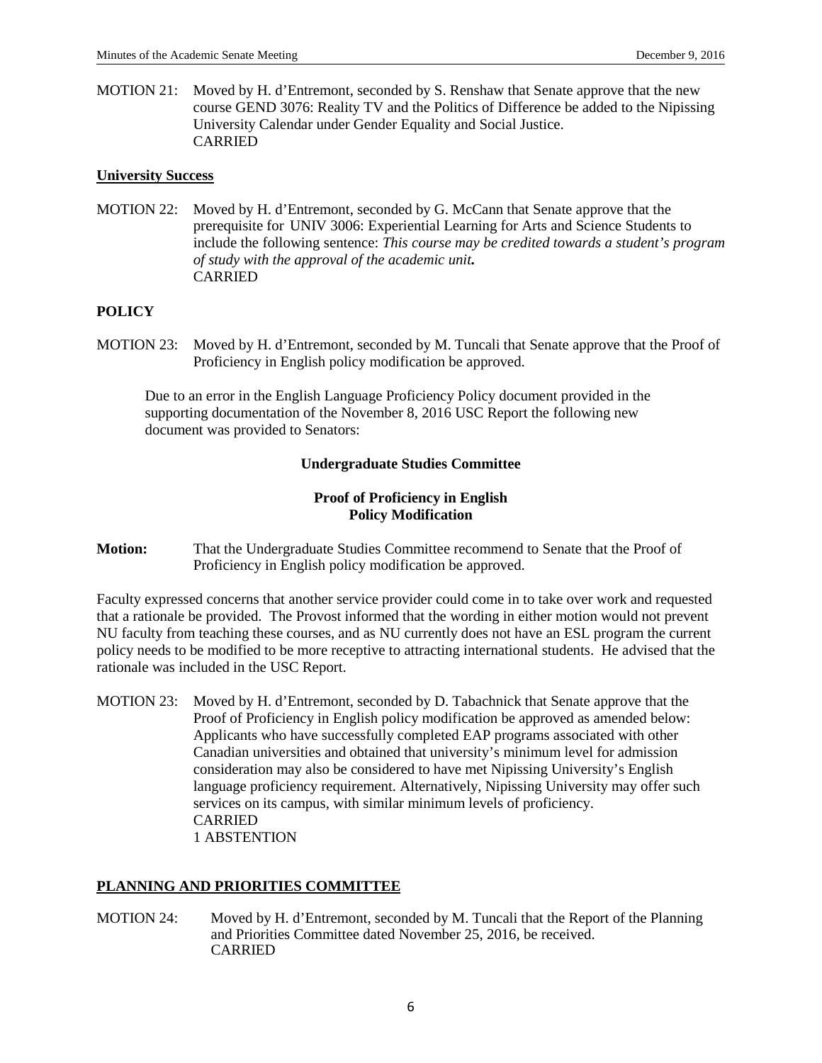MOTION 21: Moved by H. d'Entremont, seconded by S. Renshaw that Senate approve that the new course GEND 3076: Reality TV and the Politics of Difference be added to the Nipissing University Calendar under Gender Equality and Social Justice.
CARRIED

**University Success**

MOTION 22: Moved by H. d'Entremont, seconded by G. McCann that Senate approve that the prerequisite for UNIV 3006: Experiential Learning for Arts and Science Students to include the following sentence: *This course may be credited towards a student's program of study with the approval of the academic unit.*
CARRIED

## POLICY

MOTION 23: Moved by H. d'Entremont, seconded by M. Tuncali that Senate approve that the Proof of Proficiency in English policy modification be approved.

Due to an error in the English Language Proficiency Policy document provided in the supporting documentation of the November 8, 2016 USC Report the following new document was provided to Senators:

**Undergraduate Studies Committee**

**Proof of Proficiency in English**
**Policy Modification**

**Motion:** That the Undergraduate Studies Committee recommend to Senate that the Proof of Proficiency in English policy modification be approved.

Faculty expressed concerns that another service provider could come in to take over work and requested that a rationale be provided. The Provost informed that the wording in either motion would not prevent NU faculty from teaching these courses, and as NU currently does not have an ESL program the current policy needs to be modified to be more receptive to attracting international students. He advised that the rationale was included in the USC Report.

MOTION 23: Moved by H. d'Entremont, seconded by D. Tabachnick that Senate approve that the Proof of Proficiency in English policy modification be approved as amended below: Applicants who have successfully completed EAP programs associated with other Canadian universities and obtained that university's minimum level for admission consideration may also be considered to have met Nipissing University's English language proficiency requirement. Alternatively, Nipissing University may offer such services on its campus, with similar minimum levels of proficiency.
CARRIED
1 ABSTENTION

## PLANNING AND PRIORITIES COMMITTEE

MOTION 24: Moved by H. d'Entremont, seconded by M. Tuncali that the Report of the Planning and Priorities Committee dated November 25, 2016, be received.
CARRIED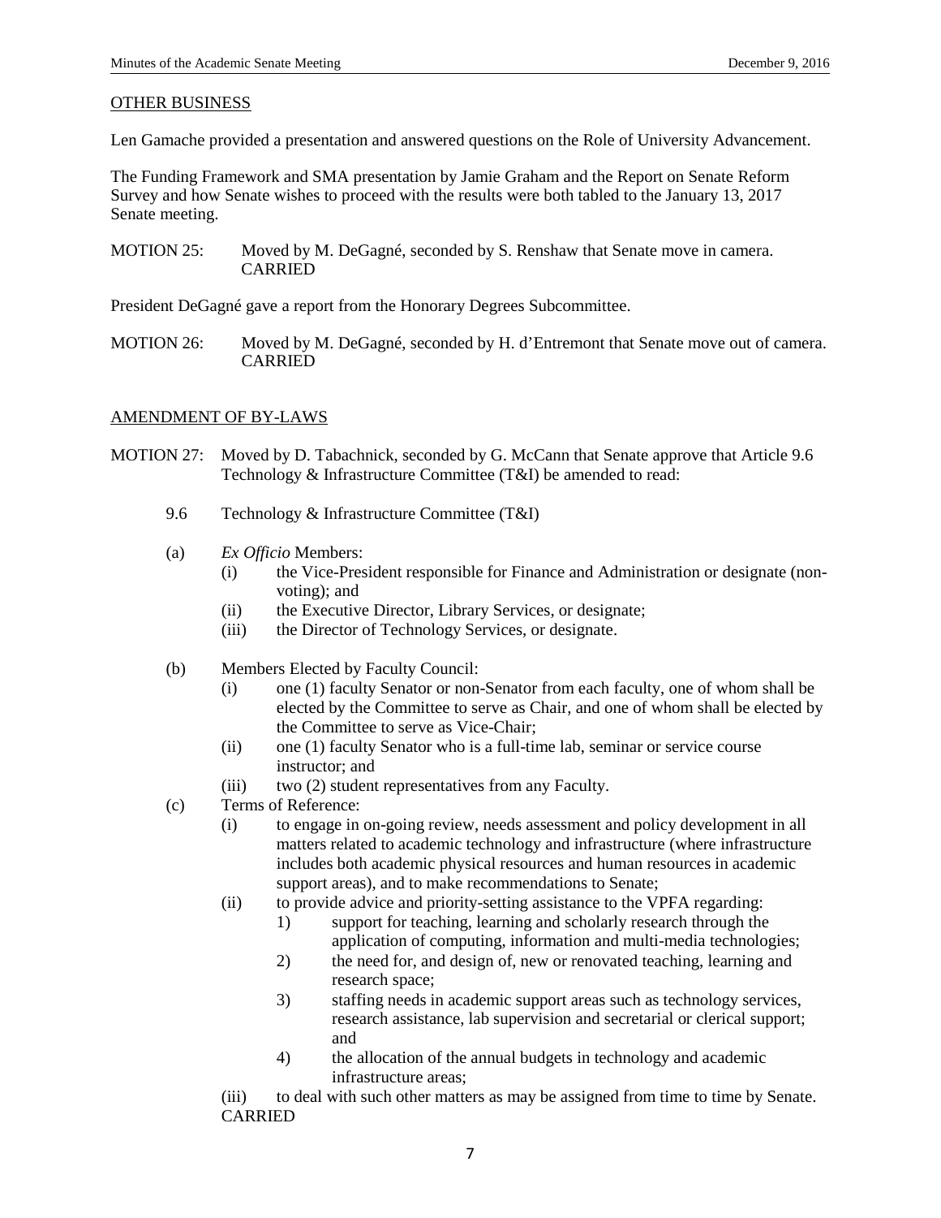OTHER BUSINESS

Len Gamache provided a presentation and answered questions on the Role of University Advancement.

The Funding Framework and SMA presentation by Jamie Graham and the Report on Senate Reform Survey and how Senate wishes to proceed with the results were both tabled to the January 13, 2017 Senate meeting.

MOTION 25: Moved by M. DeGagné, seconded by S. Renshaw that Senate move in camera. CARRIED

President DeGagné gave a report from the Honorary Degrees Subcommittee.

MOTION 26: Moved by M. DeGagné, seconded by H. d'Entremont that Senate move out of camera. CARRIED

AMENDMENT OF BY-LAWS

MOTION 27: Moved by D. Tabachnick, seconded by G. McCann that Senate approve that Article 9.6 Technology & Infrastructure Committee (T&I) be amended to read:

9.6 Technology & Infrastructure Committee (T&I)

(a) *Ex Officio* Members:
- (i) the Vice-President responsible for Finance and Administration or designate (non-voting); and
- (ii) the Executive Director, Library Services, or designate;
- (iii) the Director of Technology Services, or designate.

(b) Members Elected by Faculty Council:
- (i) one (1) faculty Senator or non-Senator from each faculty, one of whom shall be elected by the Committee to serve as Chair, and one of whom shall be elected by the Committee to serve as Vice-Chair;
- (ii) one (1) faculty Senator who is a full-time lab, seminar or service course instructor; and
- (iii) two (2) student representatives from any Faculty.

(c) Terms of Reference:
- (i) to engage in on-going review, needs assessment and policy development in all matters related to academic technology and infrastructure (where infrastructure includes both academic physical resources and human resources in academic support areas), and to make recommendations to Senate;
- (ii) to provide advice and priority-setting assistance to the VPFA regarding:
  1) support for teaching, learning and scholarly research through the application of computing, information and multi-media technologies;
  2) the need for, and design of, new or renovated teaching, learning and research space;
  3) staffing needs in academic support areas such as technology services, research assistance, lab supervision and secretarial or clerical support; and
  4) the allocation of the annual budgets in technology and academic infrastructure areas;
- (iii) to deal with such other matters as may be assigned from time to time by Senate.

CARRIED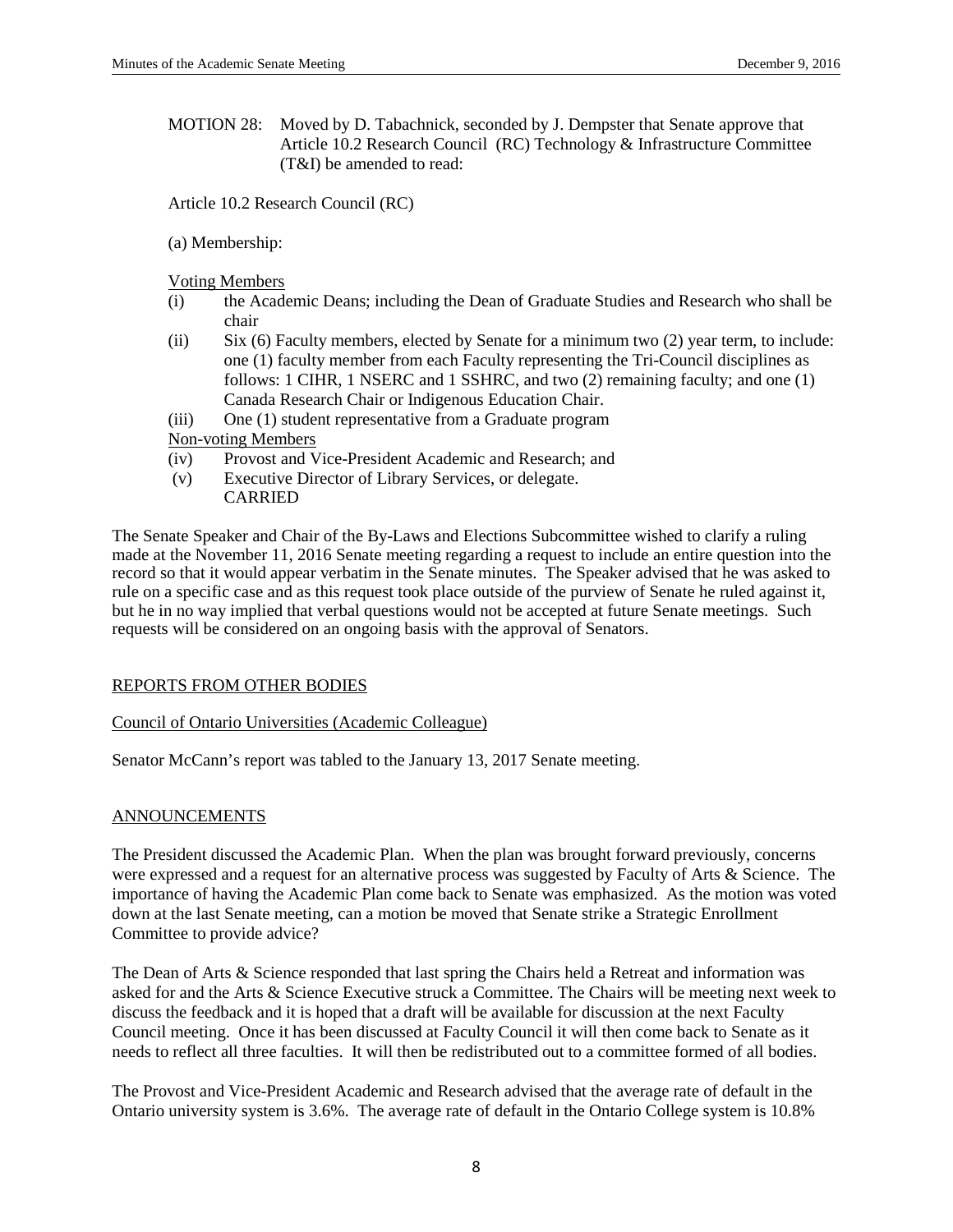MOTION 28: Moved by D. Tabachnick, seconded by J. Dempster that Senate approve that Article 10.2 Research Council (RC) Technology & Infrastructure Committee (T&I) be amended to read:

Article 10.2 Research Council (RC)

(a) Membership:

<u>Voting Members</u>

(i) the Academic Deans; including the Dean of Graduate Studies and Research who shall be chair

(ii) Six (6) Faculty members, elected by Senate for a minimum two (2) year term, to include: one (1) faculty member from each Faculty representing the Tri-Council disciplines as follows: 1 CIHR, 1 NSERC and 1 SSHRC, and two (2) remaining faculty; and one (1) Canada Research Chair or Indigenous Education Chair.

(iii) One (1) student representative from a Graduate program

<u>Non-voting Members</u>

(iv) Provost and Vice-President Academic and Research; and

(v) Executive Director of Library Services, or delegate.

CARRIED

The Senate Speaker and Chair of the By-Laws and Elections Subcommittee wished to clarify a ruling made at the November 11, 2016 Senate meeting regarding a request to include an entire question into the record so that it would appear verbatim in the Senate minutes. The Speaker advised that he was asked to rule on a specific case and as this request took place outside of the purview of Senate he ruled against it, but he in no way implied that verbal questions would not be accepted at future Senate meetings. Such requests will be considered on an ongoing basis with the approval of Senators.

## REPORTS FROM OTHER BODIES

### Council of Ontario Universities (Academic Colleague)

Senator McCann's report was tabled to the January 13, 2017 Senate meeting.

## ANNOUNCEMENTS

The President discussed the Academic Plan. When the plan was brought forward previously, concerns were expressed and a request for an alternative process was suggested by Faculty of Arts & Science. The importance of having the Academic Plan come back to Senate was emphasized. As the motion was voted down at the last Senate meeting, can a motion be moved that Senate strike a Strategic Enrollment Committee to provide advice?

The Dean of Arts & Science responded that last spring the Chairs held a Retreat and information was asked for and the Arts & Science Executive struck a Committee. The Chairs will be meeting next week to discuss the feedback and it is hoped that a draft will be available for discussion at the next Faculty Council meeting. Once it has been discussed at Faculty Council it will then come back to Senate as it needs to reflect all three faculties. It will then be redistributed out to a committee formed of all bodies.

The Provost and Vice-President Academic and Research advised that the average rate of default in the Ontario university system is 3.6%. The average rate of default in the Ontario College system is 10.8%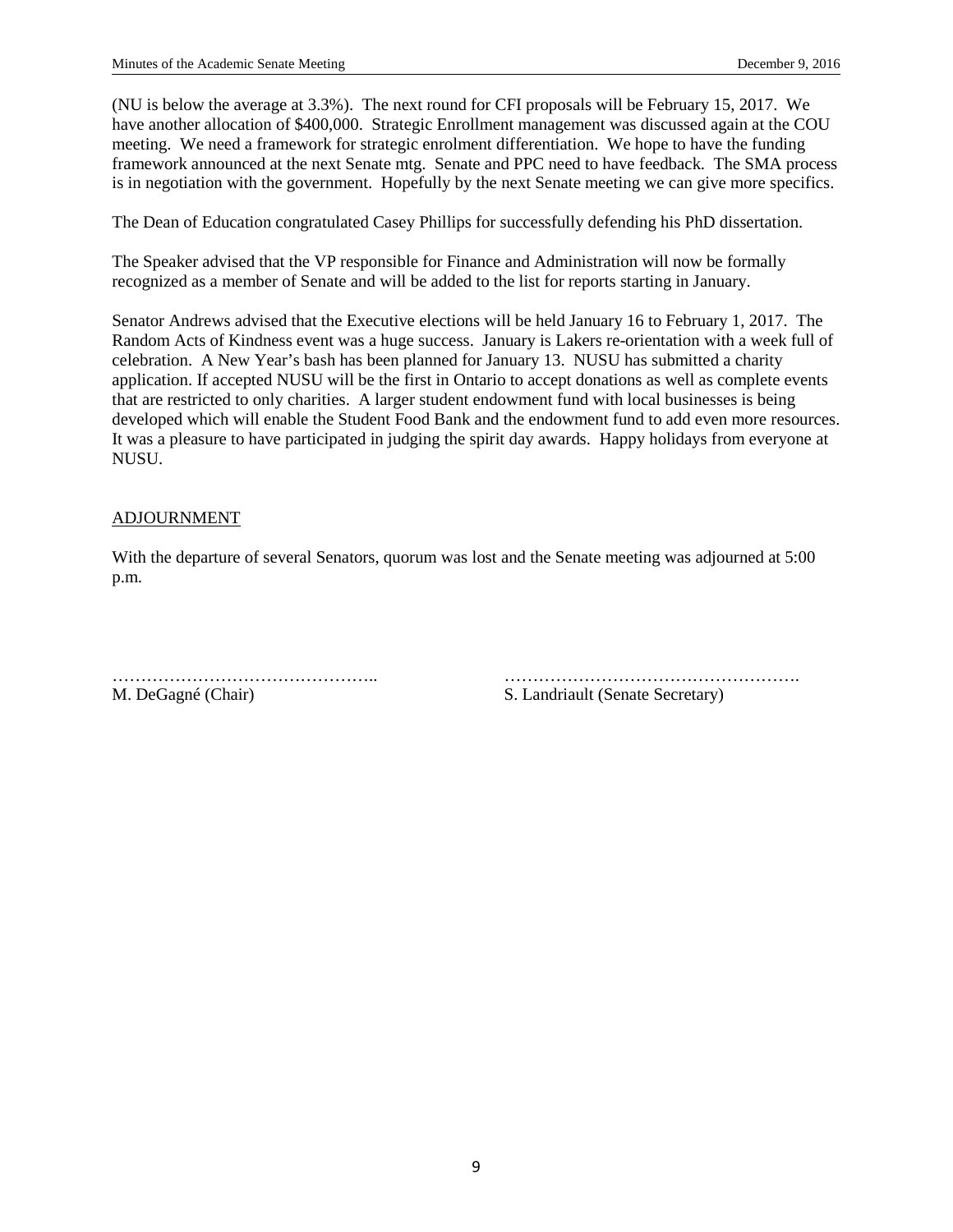(NU is below the average at 3.3%). The next round for CFI proposals will be February 15, 2017. We have another allocation of $400,000. Strategic Enrollment management was discussed again at the COU meeting. We need a framework for strategic enrolment differentiation. We hope to have the funding framework announced at the next Senate mtg. Senate and PPC need to have feedback. The SMA process is in negotiation with the government. Hopefully by the next Senate meeting we can give more specifics.

The Dean of Education congratulated Casey Phillips for successfully defending his PhD dissertation.

The Speaker advised that the VP responsible for Finance and Administration will now be formally recognized as a member of Senate and will be added to the list for reports starting in January.

Senator Andrews advised that the Executive elections will be held January 16 to February 1, 2017. The Random Acts of Kindness event was a huge success. January is Lakers re-orientation with a week full of celebration. A New Year's bash has been planned for January 13. NUSU has submitted a charity application. If accepted NUSU will be the first in Ontario to accept donations as well as complete events that are restricted to only charities. A larger student endowment fund with local businesses is being developed which will enable the Student Food Bank and the endowment fund to add even more resources. It was a pleasure to have participated in judging the spirit day awards. Happy holidays from everyone at NUSU.

## ADJOURNMENT

With the departure of several Senators, quorum was lost and the Senate meeting was adjourned at 5:00 p.m.

……………………………………….. M. DeGagné (Chair)

……………………………………………. S. Landriault (Senate Secretary)